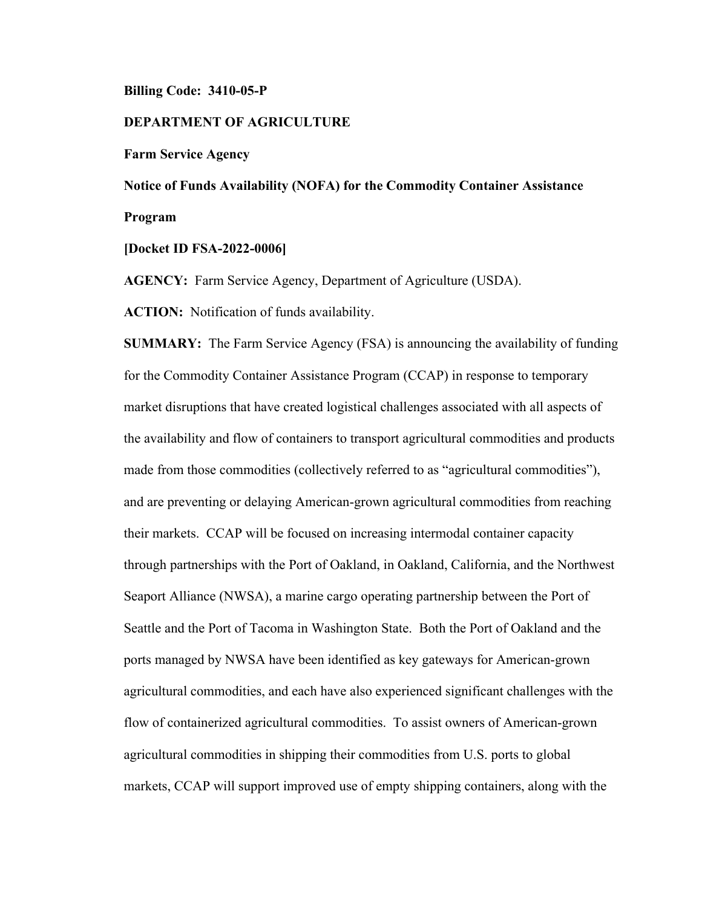**Billing Code: 3410-05-P**

**DEPARTMENT OF AGRICULTURE**

**Farm Service Agency**

**Notice of Funds Availability (NOFA) for the Commodity Container Assistance Program**

**[Docket ID FSA-2022-0006]**

**AGENCY:** Farm Service Agency, Department of Agriculture (USDA).

**ACTION:** Notification of funds availability.

**SUMMARY:** The Farm Service Agency (FSA) is announcing the availability of funding for the Commodity Container Assistance Program (CCAP) in response to temporary market disruptions that have created logistical challenges associated with all aspects of the availability and flow of containers to transport agricultural commodities and products made from those commodities (collectively referred to as "agricultural commodities"), and are preventing or delaying American-grown agricultural commodities from reaching their markets. CCAP will be focused on increasing intermodal container capacity through partnerships with the Port of Oakland, in Oakland, California, and the Northwest Seaport Alliance (NWSA), a marine cargo operating partnership between the Port of Seattle and the Port of Tacoma in Washington State. Both the Port of Oakland and the ports managed by NWSA have been identified as key gateways for American-grown agricultural commodities, and each have also experienced significant challenges with the flow of containerized agricultural commodities. To assist owners of American-grown agricultural commodities in shipping their commodities from U.S. ports to global markets, CCAP will support improved use of empty shipping containers, along with the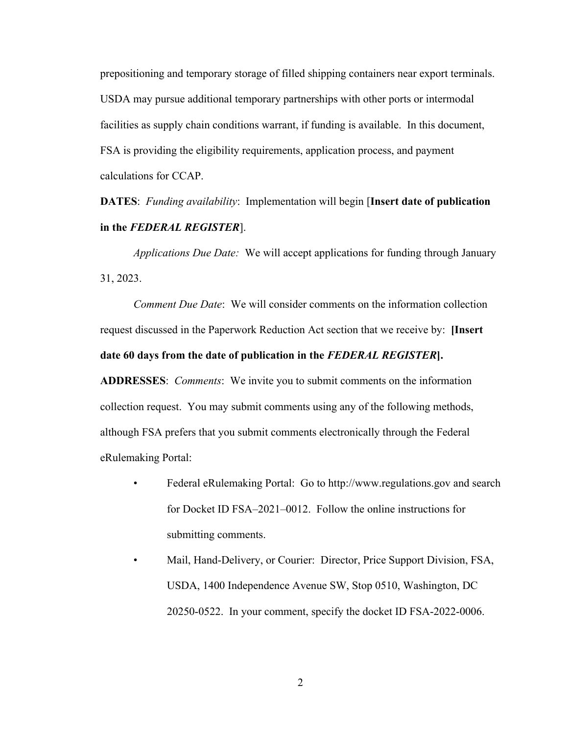prepositioning and temporary storage of filled shipping containers near export terminals. USDA may pursue additional temporary partnerships with other ports or intermodal facilities as supply chain conditions warrant, if funding is available. In this document, FSA is providing the eligibility requirements, application process, and payment calculations for CCAP.

**DATES**: *Funding availability*: Implementation will begin [**Insert date of publication in the *FEDERAL REGISTER***].

*Applications Due Date:* We will accept applications for funding through January 31, 2023.

*Comment Due Date*: We will consider comments on the information collection request discussed in the Paperwork Reduction Act section that we receive by: **[Insert date 60 days from the date of publication in the *FEDERAL REGISTER*].**

**ADDRESSES**: *Comments*: We invite you to submit comments on the information collection request. You may submit comments using any of the following methods, although FSA prefers that you submit comments electronically through the Federal eRulemaking Portal:

- Federal eRulemaking Portal: Go to http://www.regulations.gov and search for Docket ID FSA–2021–0012. Follow the online instructions for submitting comments.
- Mail, Hand-Delivery, or Courier: Director, Price Support Division, FSA, USDA, 1400 Independence Avenue SW, Stop 0510, Washington, DC 20250-0522. In your comment, specify the docket ID FSA-2022-0006.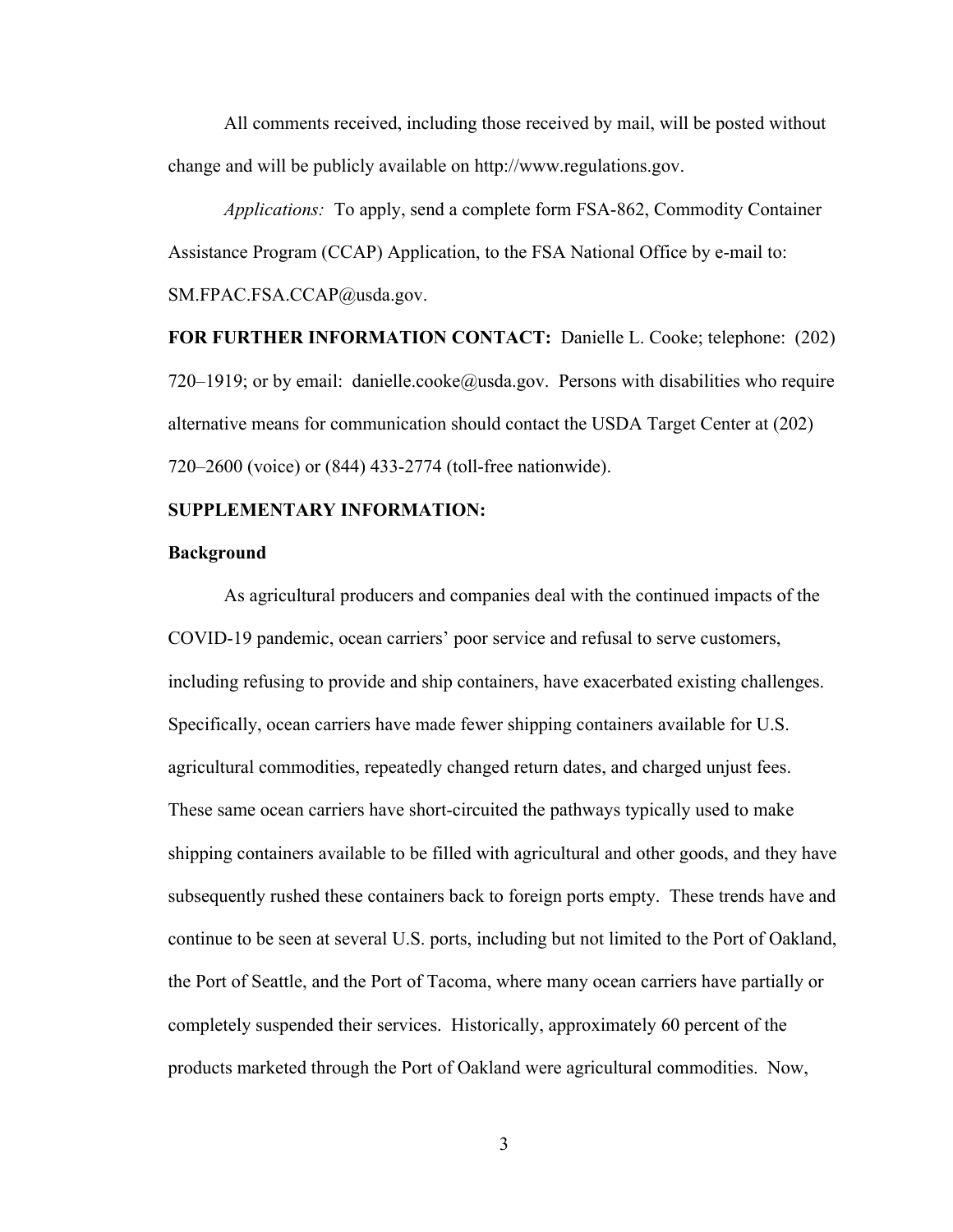All comments received, including those received by mail, will be posted without change and will be publicly available on http://www.regulations.gov.

*Applications:* To apply, send a complete form FSA-862, Commodity Container Assistance Program (CCAP) Application, to the FSA National Office by e-mail to: SM.FPAC.FSA.CCAP@usda.gov.

**FOR FURTHER INFORMATION CONTACT:** Danielle L. Cooke; telephone: (202) 720–1919; or by email: danielle.cooke@usda.gov. Persons with disabilities who require alternative means for communication should contact the USDA Target Center at (202) 720–2600 (voice) or (844) 433-2774 (toll-free nationwide).

**SUPPLEMENTARY INFORMATION:**

**Background**

As agricultural producers and companies deal with the continued impacts of the COVID-19 pandemic, ocean carriers' poor service and refusal to serve customers, including refusing to provide and ship containers, have exacerbated existing challenges. Specifically, ocean carriers have made fewer shipping containers available for U.S. agricultural commodities, repeatedly changed return dates, and charged unjust fees. These same ocean carriers have short-circuited the pathways typically used to make shipping containers available to be filled with agricultural and other goods, and they have subsequently rushed these containers back to foreign ports empty. These trends have and continue to be seen at several U.S. ports, including but not limited to the Port of Oakland, the Port of Seattle, and the Port of Tacoma, where many ocean carriers have partially or completely suspended their services. Historically, approximately 60 percent of the products marketed through the Port of Oakland were agricultural commodities. Now,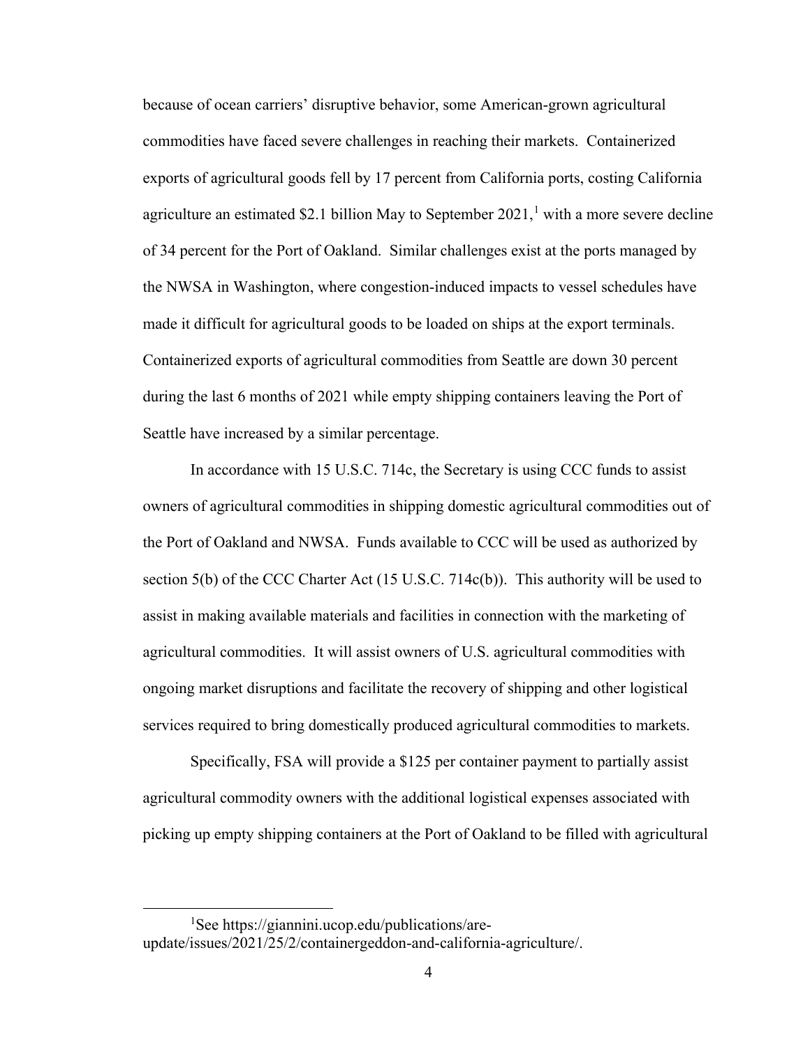because of ocean carriers' disruptive behavior, some American-grown agricultural commodities have faced severe challenges in reaching their markets. Containerized exports of agricultural goods fell by 17 percent from California ports, costing California agriculture an estimated $2.1 billion May to September 2021,[1] with a more severe decline of 34 percent for the Port of Oakland. Similar challenges exist at the ports managed by the NWSA in Washington, where congestion-induced impacts to vessel schedules have made it difficult for agricultural goods to be loaded on ships at the export terminals. Containerized exports of agricultural commodities from Seattle are down 30 percent during the last 6 months of 2021 while empty shipping containers leaving the Port of Seattle have increased by a similar percentage.

In accordance with 15 U.S.C. 714c, the Secretary is using CCC funds to assist owners of agricultural commodities in shipping domestic agricultural commodities out of the Port of Oakland and NWSA. Funds available to CCC will be used as authorized by section 5(b) of the CCC Charter Act (15 U.S.C. 714c(b)). This authority will be used to assist in making available materials and facilities in connection with the marketing of agricultural commodities. It will assist owners of U.S. agricultural commodities with ongoing market disruptions and facilitate the recovery of shipping and other logistical services required to bring domestically produced agricultural commodities to markets.

Specifically, FSA will provide a $125 per container payment to partially assist agricultural commodity owners with the additional logistical expenses associated with picking up empty shipping containers at the Port of Oakland to be filled with agricultural

[1] See https://giannini.ucop.edu/publications/are-update/issues/2021/25/2/containergeddon-and-california-agriculture/.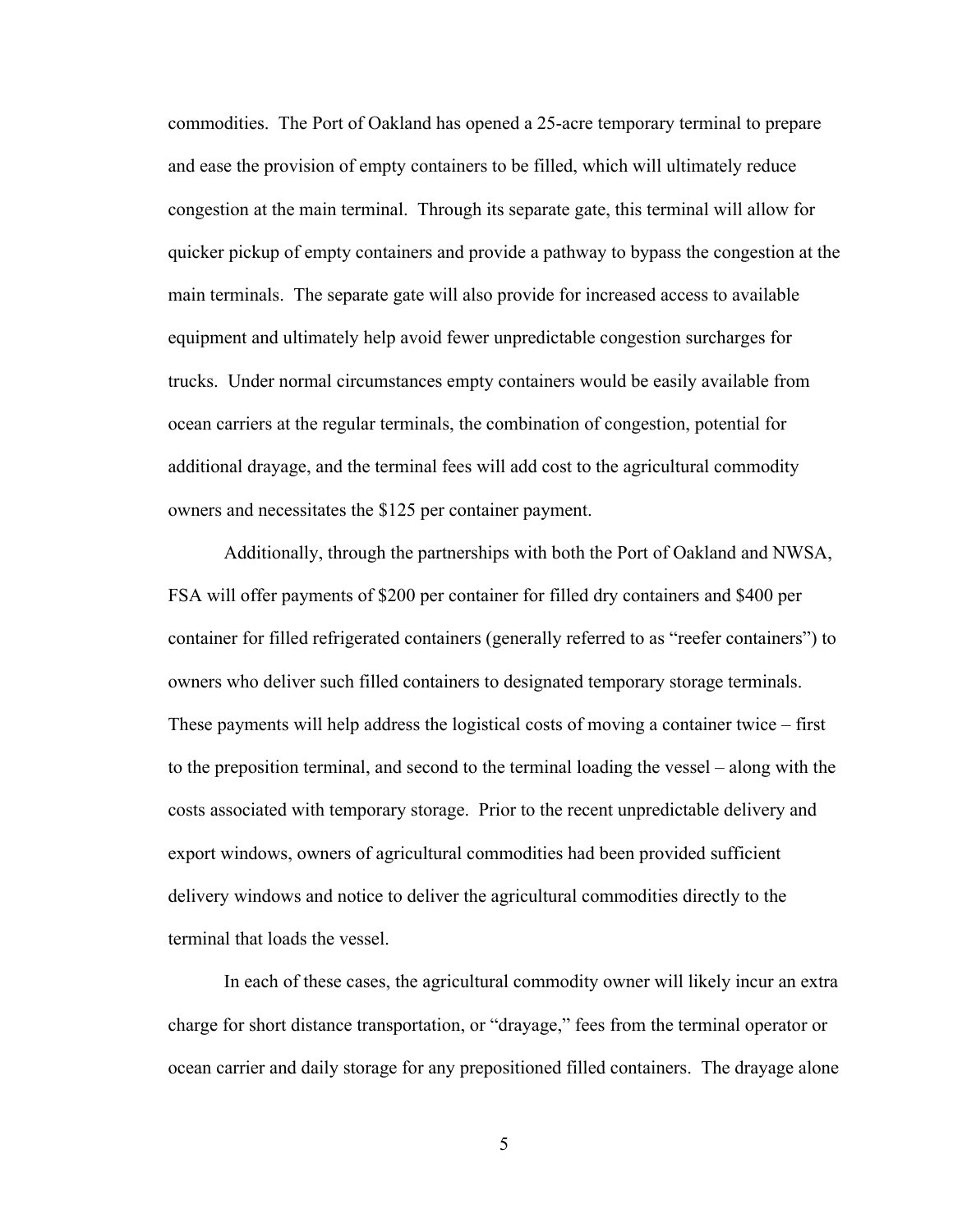commodities. The Port of Oakland has opened a 25-acre temporary terminal to prepare and ease the provision of empty containers to be filled, which will ultimately reduce congestion at the main terminal. Through its separate gate, this terminal will allow for quicker pickup of empty containers and provide a pathway to bypass the congestion at the main terminals. The separate gate will also provide for increased access to available equipment and ultimately help avoid fewer unpredictable congestion surcharges for trucks. Under normal circumstances empty containers would be easily available from ocean carriers at the regular terminals, the combination of congestion, potential for additional drayage, and the terminal fees will add cost to the agricultural commodity owners and necessitates the $125 per container payment.

Additionally, through the partnerships with both the Port of Oakland and NWSA, FSA will offer payments of $200 per container for filled dry containers and $400 per container for filled refrigerated containers (generally referred to as "reefer containers") to owners who deliver such filled containers to designated temporary storage terminals. These payments will help address the logistical costs of moving a container twice – first to the preposition terminal, and second to the terminal loading the vessel – along with the costs associated with temporary storage. Prior to the recent unpredictable delivery and export windows, owners of agricultural commodities had been provided sufficient delivery windows and notice to deliver the agricultural commodities directly to the terminal that loads the vessel.

In each of these cases, the agricultural commodity owner will likely incur an extra charge for short distance transportation, or "drayage," fees from the terminal operator or ocean carrier and daily storage for any prepositioned filled containers. The drayage alone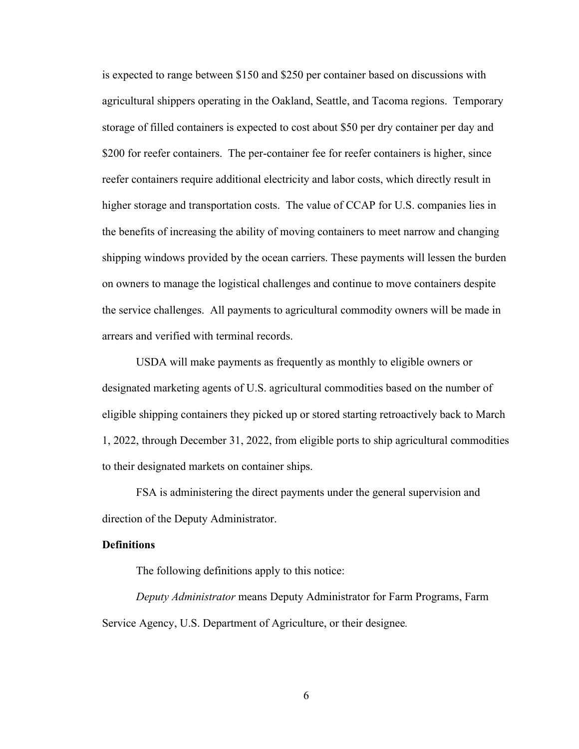is expected to range between $150 and $250 per container based on discussions with agricultural shippers operating in the Oakland, Seattle, and Tacoma regions. Temporary storage of filled containers is expected to cost about $50 per dry container per day and $200 for reefer containers. The per-container fee for reefer containers is higher, since reefer containers require additional electricity and labor costs, which directly result in higher storage and transportation costs. The value of CCAP for U.S. companies lies in the benefits of increasing the ability of moving containers to meet narrow and changing shipping windows provided by the ocean carriers. These payments will lessen the burden on owners to manage the logistical challenges and continue to move containers despite the service challenges. All payments to agricultural commodity owners will be made in arrears and verified with terminal records.

USDA will make payments as frequently as monthly to eligible owners or designated marketing agents of U.S. agricultural commodities based on the number of eligible shipping containers they picked up or stored starting retroactively back to March 1, 2022, through December 31, 2022, from eligible ports to ship agricultural commodities to their designated markets on container ships.

FSA is administering the direct payments under the general supervision and direction of the Deputy Administrator.

**Definitions**

The following definitions apply to this notice:

*Deputy Administrator* means Deputy Administrator for Farm Programs, Farm Service Agency, U.S. Department of Agriculture, or their designee.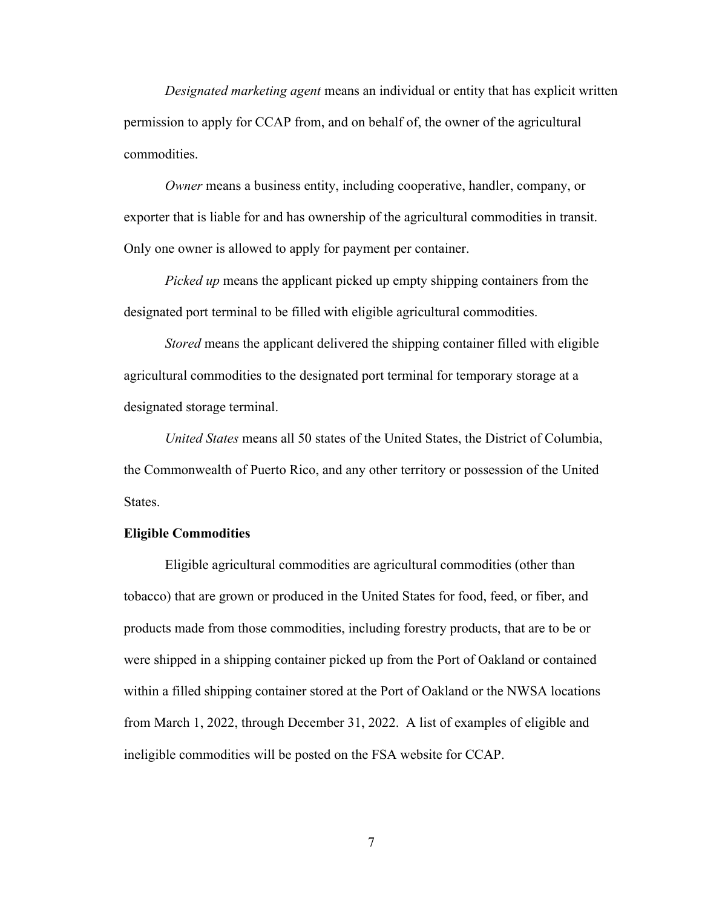*Designated marketing agent* means an individual or entity that has explicit written permission to apply for CCAP from, and on behalf of, the owner of the agricultural commodities.

*Owner* means a business entity, including cooperative, handler, company, or exporter that is liable for and has ownership of the agricultural commodities in transit. Only one owner is allowed to apply for payment per container.

*Picked up* means the applicant picked up empty shipping containers from the designated port terminal to be filled with eligible agricultural commodities.

*Stored* means the applicant delivered the shipping container filled with eligible agricultural commodities to the designated port terminal for temporary storage at a designated storage terminal.

*United States* means all 50 states of the United States, the District of Columbia, the Commonwealth of Puerto Rico, and any other territory or possession of the United States.

**Eligible Commodities**

Eligible agricultural commodities are agricultural commodities (other than tobacco) that are grown or produced in the United States for food, feed, or fiber, and products made from those commodities, including forestry products, that are to be or were shipped in a shipping container picked up from the Port of Oakland or contained within a filled shipping container stored at the Port of Oakland or the NWSA locations from March 1, 2022, through December 31, 2022. A list of examples of eligible and ineligible commodities will be posted on the FSA website for CCAP.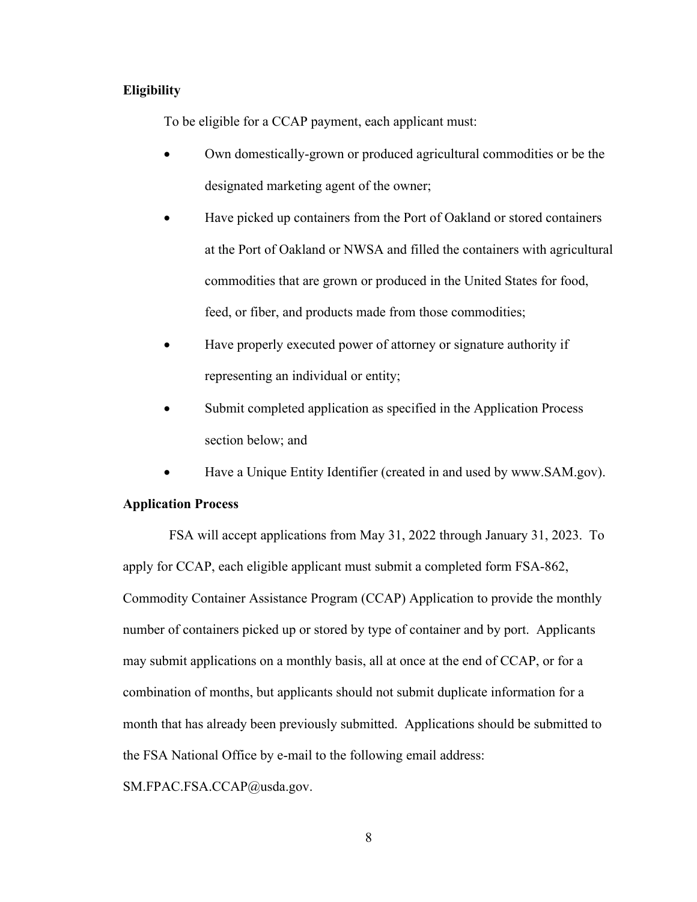**Eligibility**

To be eligible for a CCAP payment, each applicant must:

- Own domestically-grown or produced agricultural commodities or be the designated marketing agent of the owner;
- Have picked up containers from the Port of Oakland or stored containers at the Port of Oakland or NWSA and filled the containers with agricultural commodities that are grown or produced in the United States for food, feed, or fiber, and products made from those commodities;
- Have properly executed power of attorney or signature authority if representing an individual or entity;
- Submit completed application as specified in the Application Process section below; and
- Have a Unique Entity Identifier (created in and used by www.SAM.gov).

**Application Process**

FSA will accept applications from May 31, 2022 through January 31, 2023. To apply for CCAP, each eligible applicant must submit a completed form FSA-862, Commodity Container Assistance Program (CCAP) Application to provide the monthly number of containers picked up or stored by type of container and by port. Applicants may submit applications on a monthly basis, all at once at the end of CCAP, or for a combination of months, but applicants should not submit duplicate information for a month that has already been previously submitted. Applications should be submitted to the FSA National Office by e-mail to the following email address: SM.FPAC.FSA.CCAP@usda.gov.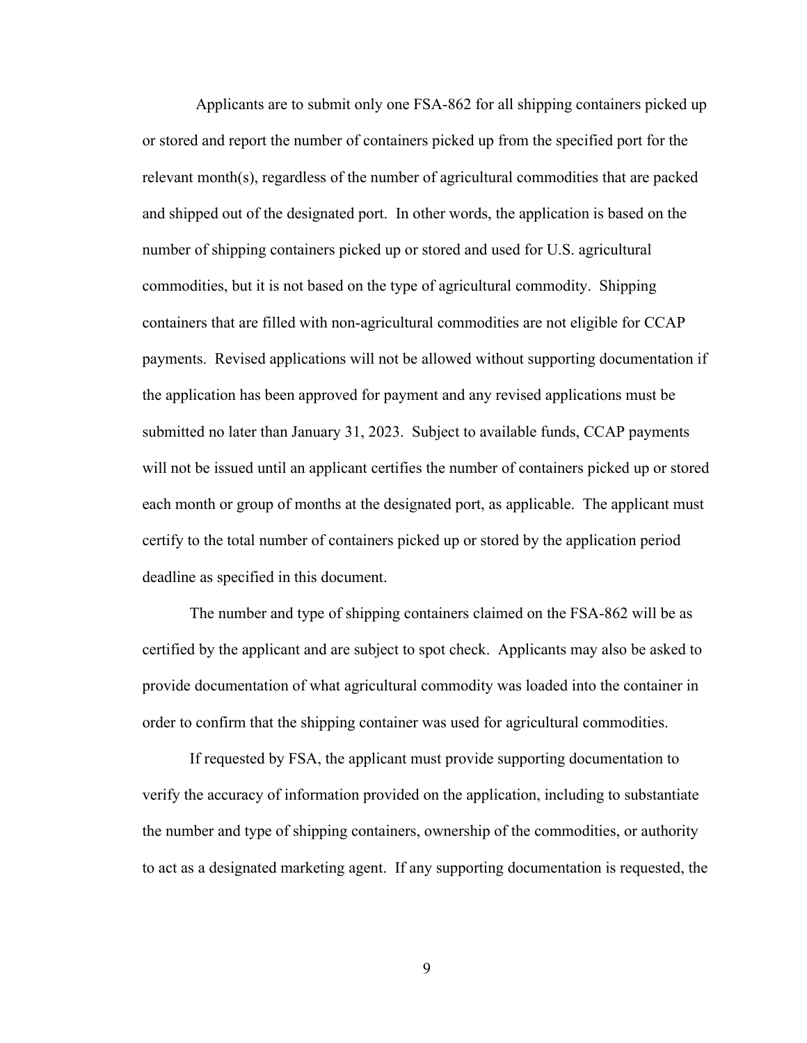Applicants are to submit only one FSA-862 for all shipping containers picked up or stored and report the number of containers picked up from the specified port for the relevant month(s), regardless of the number of agricultural commodities that are packed and shipped out of the designated port. In other words, the application is based on the number of shipping containers picked up or stored and used for U.S. agricultural commodities, but it is not based on the type of agricultural commodity. Shipping containers that are filled with non-agricultural commodities are not eligible for CCAP payments. Revised applications will not be allowed without supporting documentation if the application has been approved for payment and any revised applications must be submitted no later than January 31, 2023. Subject to available funds, CCAP payments will not be issued until an applicant certifies the number of containers picked up or stored each month or group of months at the designated port, as applicable. The applicant must certify to the total number of containers picked up or stored by the application period deadline as specified in this document.

The number and type of shipping containers claimed on the FSA-862 will be as certified by the applicant and are subject to spot check. Applicants may also be asked to provide documentation of what agricultural commodity was loaded into the container in order to confirm that the shipping container was used for agricultural commodities.

If requested by FSA, the applicant must provide supporting documentation to verify the accuracy of information provided on the application, including to substantiate the number and type of shipping containers, ownership of the commodities, or authority to act as a designated marketing agent. If any supporting documentation is requested, the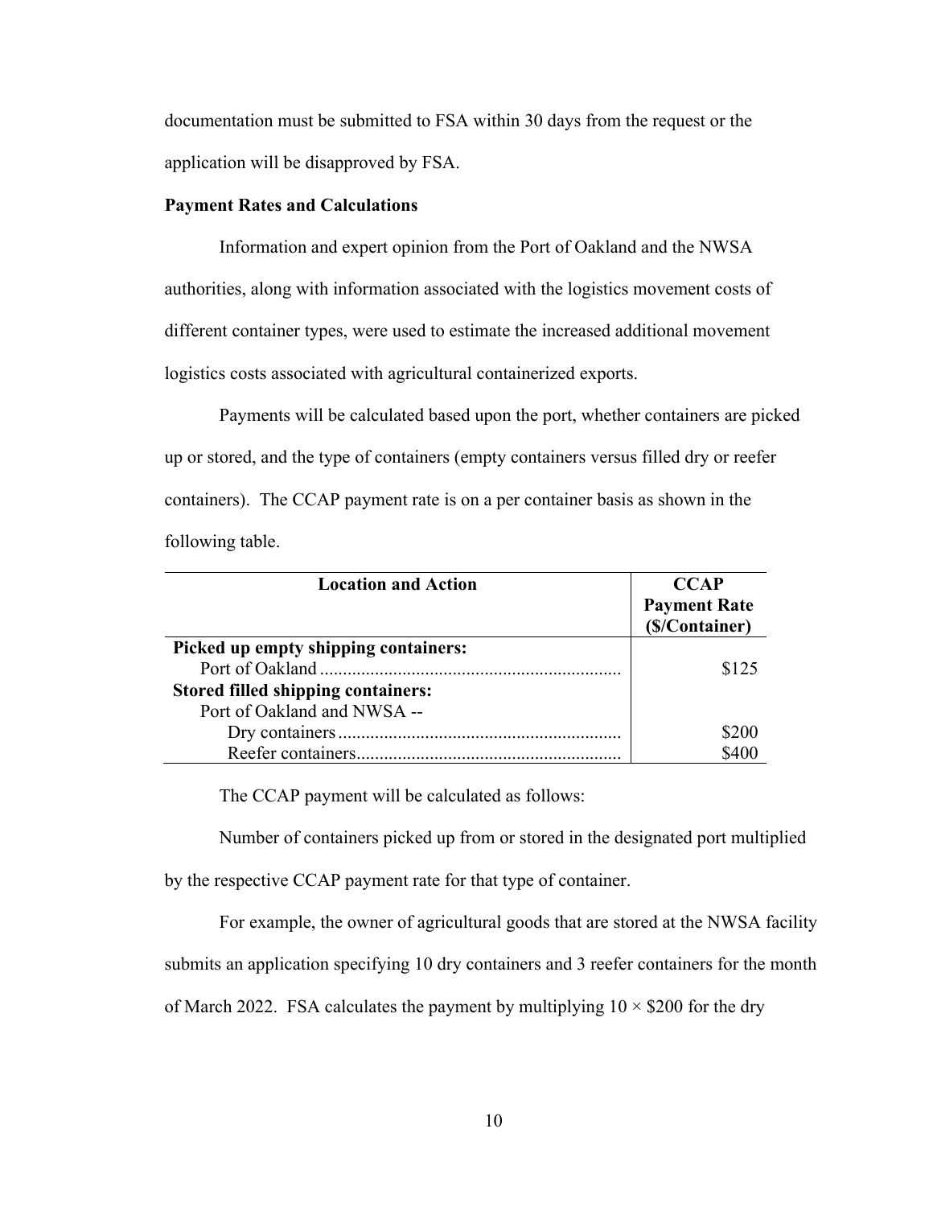documentation must be submitted to FSA within 30 days from the request or the application will be disapproved by FSA.

**Payment Rates and Calculations**

Information and expert opinion from the Port of Oakland and the NWSA authorities, along with information associated with the logistics movement costs of different container types, were used to estimate the increased additional movement logistics costs associated with agricultural containerized exports.

Payments will be calculated based upon the port, whether containers are picked up or stored, and the type of containers (empty containers versus filled dry or reefer containers). The CCAP payment rate is on a per container basis as shown in the following table.

| Location and Action | CCAP Payment Rate ($/Container) |
|---|---|
| **Picked up empty shipping containers:** | |
| Port of Oakland | $125 |
| **Stored filled shipping containers:** | |
| Port of Oakland and NWSA -- | |
| Dry containers | $200 |
| Reefer containers | $400 |

The CCAP payment will be calculated as follows:

Number of containers picked up from or stored in the designated port multiplied by the respective CCAP payment rate for that type of container.

For example, the owner of agricultural goods that are stored at the NWSA facility submits an application specifying 10 dry containers and 3 reefer containers for the month of March 2022. FSA calculates the payment by multiplying 10 × $200 for the dry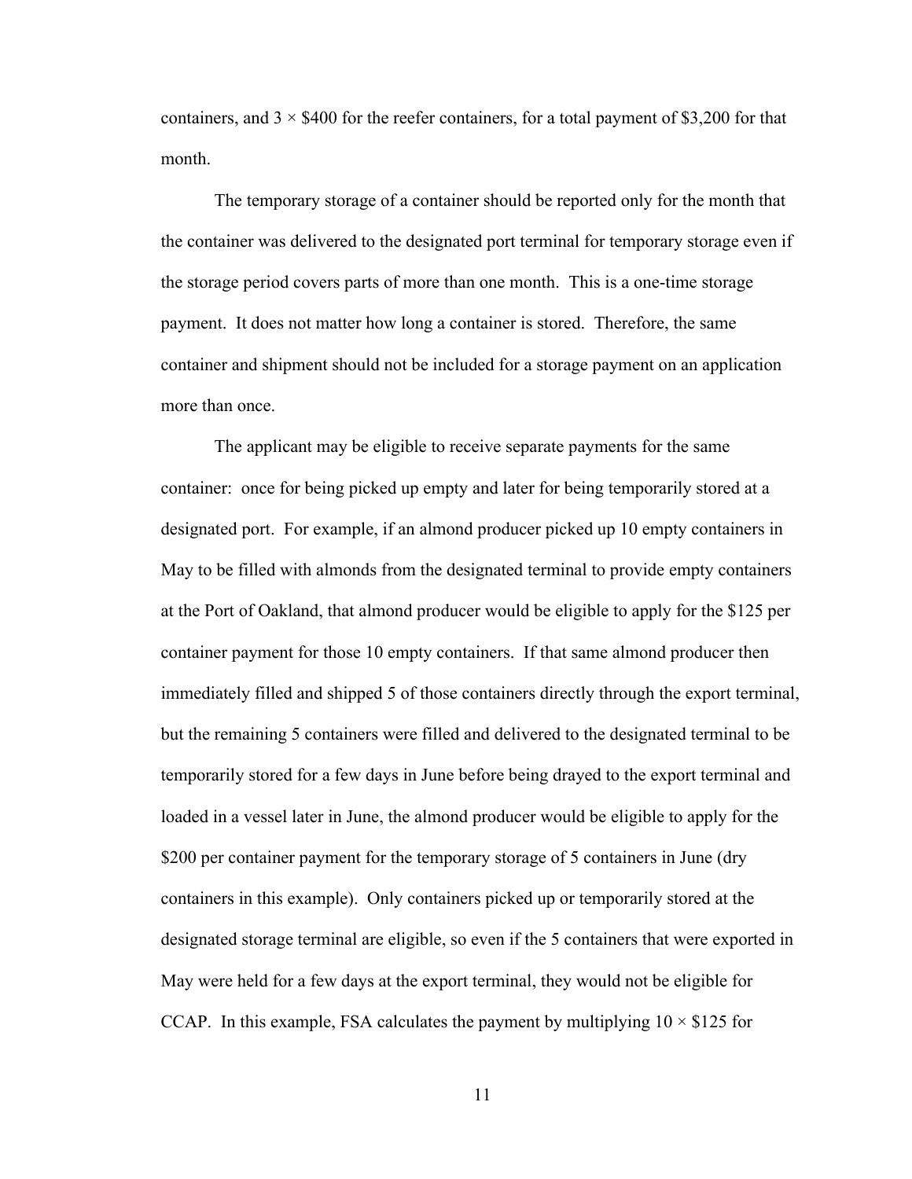containers, and 3 × $400 for the reefer containers, for a total payment of $3,200 for that month.

The temporary storage of a container should be reported only for the month that the container was delivered to the designated port terminal for temporary storage even if the storage period covers parts of more than one month. This is a one-time storage payment. It does not matter how long a container is stored. Therefore, the same container and shipment should not be included for a storage payment on an application more than once.

The applicant may be eligible to receive separate payments for the same container: once for being picked up empty and later for being temporarily stored at a designated port. For example, if an almond producer picked up 10 empty containers in May to be filled with almonds from the designated terminal to provide empty containers at the Port of Oakland, that almond producer would be eligible to apply for the $125 per container payment for those 10 empty containers. If that same almond producer then immediately filled and shipped 5 of those containers directly through the export terminal, but the remaining 5 containers were filled and delivered to the designated terminal to be temporarily stored for a few days in June before being drayed to the export terminal and loaded in a vessel later in June, the almond producer would be eligible to apply for the $200 per container payment for the temporary storage of 5 containers in June (dry containers in this example). Only containers picked up or temporarily stored at the designated storage terminal are eligible, so even if the 5 containers that were exported in May were held for a few days at the export terminal, they would not be eligible for CCAP. In this example, FSA calculates the payment by multiplying 10 × $125 for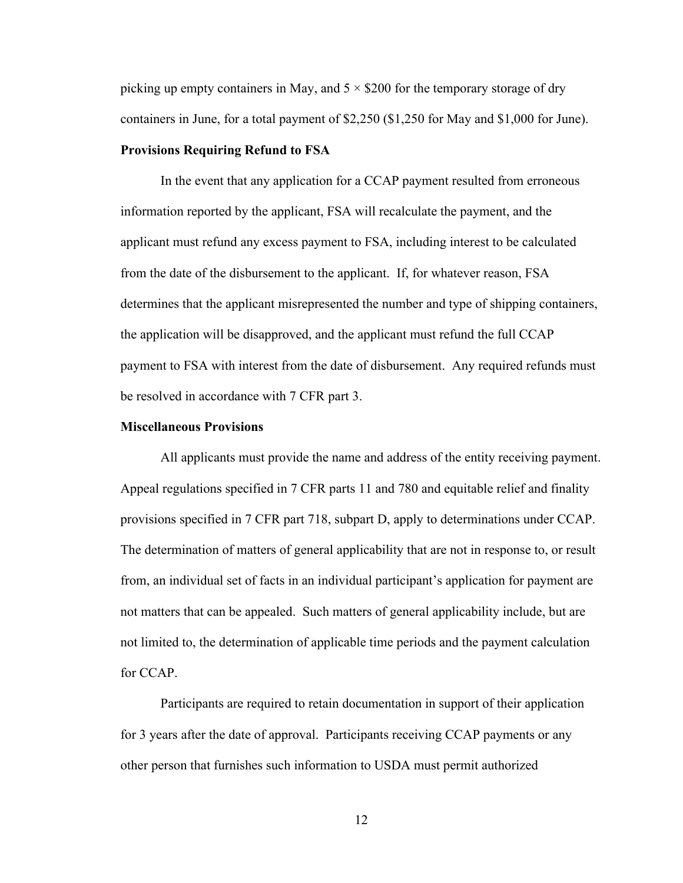picking up empty containers in May, and $5 \times \$200$ for the temporary storage of dry containers in June, for a total payment of $2,250 ($1,250 for May and $1,000 for June).

**Provisions Requiring Refund to FSA**

In the event that any application for a CCAP payment resulted from erroneous information reported by the applicant, FSA will recalculate the payment, and the applicant must refund any excess payment to FSA, including interest to be calculated from the date of the disbursement to the applicant. If, for whatever reason, FSA determines that the applicant misrepresented the number and type of shipping containers, the application will be disapproved, and the applicant must refund the full CCAP payment to FSA with interest from the date of disbursement. Any required refunds must be resolved in accordance with 7 CFR part 3.

**Miscellaneous Provisions**

All applicants must provide the name and address of the entity receiving payment. Appeal regulations specified in 7 CFR parts 11 and 780 and equitable relief and finality provisions specified in 7 CFR part 718, subpart D, apply to determinations under CCAP. The determination of matters of general applicability that are not in response to, or result from, an individual set of facts in an individual participant's application for payment are not matters that can be appealed. Such matters of general applicability include, but are not limited to, the determination of applicable time periods and the payment calculation for CCAP.

Participants are required to retain documentation in support of their application for 3 years after the date of approval. Participants receiving CCAP payments or any other person that furnishes such information to USDA must permit authorized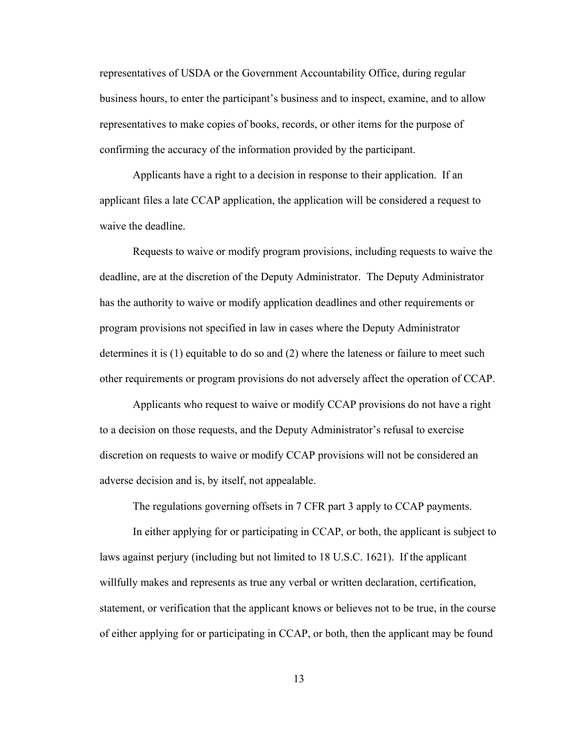representatives of USDA or the Government Accountability Office, during regular business hours, to enter the participant's business and to inspect, examine, and to allow representatives to make copies of books, records, or other items for the purpose of confirming the accuracy of the information provided by the participant.

Applicants have a right to a decision in response to their application. If an applicant files a late CCAP application, the application will be considered a request to waive the deadline.

Requests to waive or modify program provisions, including requests to waive the deadline, are at the discretion of the Deputy Administrator. The Deputy Administrator has the authority to waive or modify application deadlines and other requirements or program provisions not specified in law in cases where the Deputy Administrator determines it is (1) equitable to do so and (2) where the lateness or failure to meet such other requirements or program provisions do not adversely affect the operation of CCAP.

Applicants who request to waive or modify CCAP provisions do not have a right to a decision on those requests, and the Deputy Administrator's refusal to exercise discretion on requests to waive or modify CCAP provisions will not be considered an adverse decision and is, by itself, not appealable.

The regulations governing offsets in 7 CFR part 3 apply to CCAP payments.

In either applying for or participating in CCAP, or both, the applicant is subject to laws against perjury (including but not limited to 18 U.S.C. 1621). If the applicant willfully makes and represents as true any verbal or written declaration, certification, statement, or verification that the applicant knows or believes not to be true, in the course of either applying for or participating in CCAP, or both, then the applicant may be found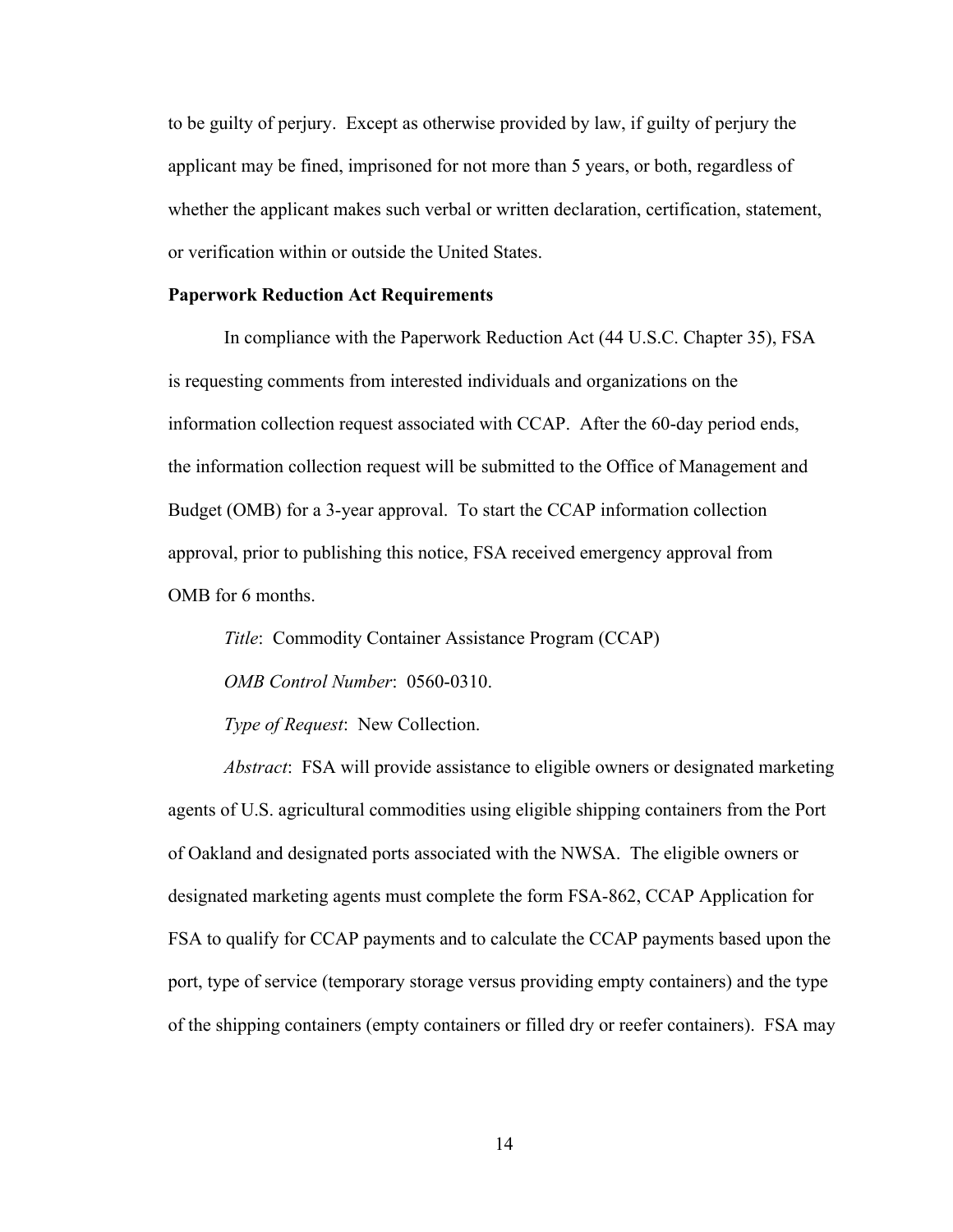to be guilty of perjury. Except as otherwise provided by law, if guilty of perjury the applicant may be fined, imprisoned for not more than 5 years, or both, regardless of whether the applicant makes such verbal or written declaration, certification, statement, or verification within or outside the United States.

**Paperwork Reduction Act Requirements**

In compliance with the Paperwork Reduction Act (44 U.S.C. Chapter 35), FSA is requesting comments from interested individuals and organizations on the information collection request associated with CCAP. After the 60-day period ends, the information collection request will be submitted to the Office of Management and Budget (OMB) for a 3-year approval. To start the CCAP information collection approval, prior to publishing this notice, FSA received emergency approval from OMB for 6 months.

*Title*: Commodity Container Assistance Program (CCAP)

*OMB Control Number*: 0560-0310.

*Type of Request*: New Collection.

*Abstract*: FSA will provide assistance to eligible owners or designated marketing agents of U.S. agricultural commodities using eligible shipping containers from the Port of Oakland and designated ports associated with the NWSA. The eligible owners or designated marketing agents must complete the form FSA-862, CCAP Application for FSA to qualify for CCAP payments and to calculate the CCAP payments based upon the port, type of service (temporary storage versus providing empty containers) and the type of the shipping containers (empty containers or filled dry or reefer containers). FSA may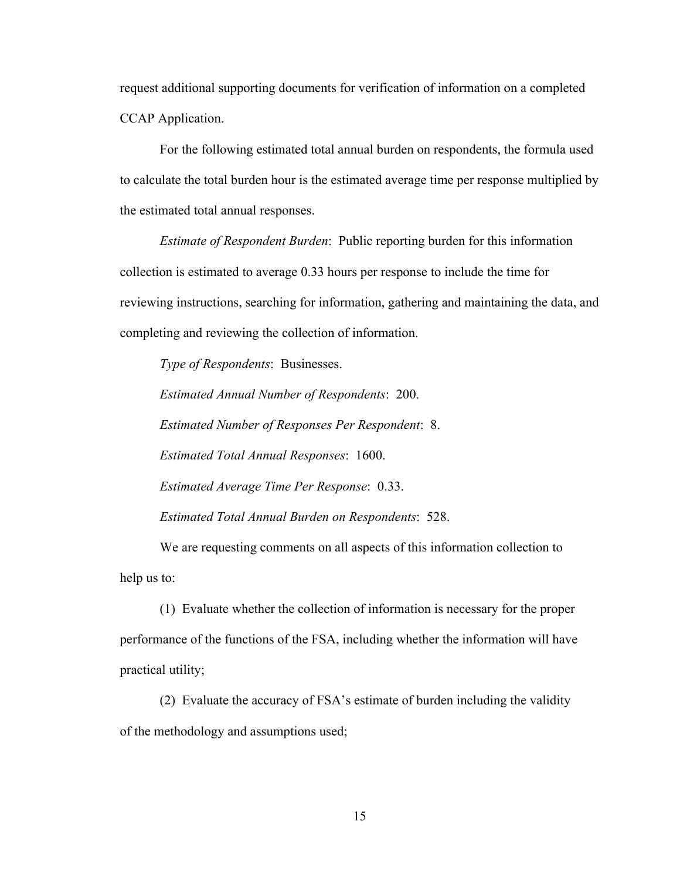request additional supporting documents for verification of information on a completed CCAP Application.

For the following estimated total annual burden on respondents, the formula used to calculate the total burden hour is the estimated average time per response multiplied by the estimated total annual responses.

*Estimate of Respondent Burden*: Public reporting burden for this information collection is estimated to average 0.33 hours per response to include the time for reviewing instructions, searching for information, gathering and maintaining the data, and completing and reviewing the collection of information.

*Type of Respondents*: Businesses.

*Estimated Annual Number of Respondents*: 200.

*Estimated Number of Responses Per Respondent*: 8.

*Estimated Total Annual Responses*: 1600.

*Estimated Average Time Per Response*: 0.33.

*Estimated Total Annual Burden on Respondents*: 528.

We are requesting comments on all aspects of this information collection to help us to:

(1) Evaluate whether the collection of information is necessary for the proper performance of the functions of the FSA, including whether the information will have practical utility;

(2) Evaluate the accuracy of FSA's estimate of burden including the validity of the methodology and assumptions used;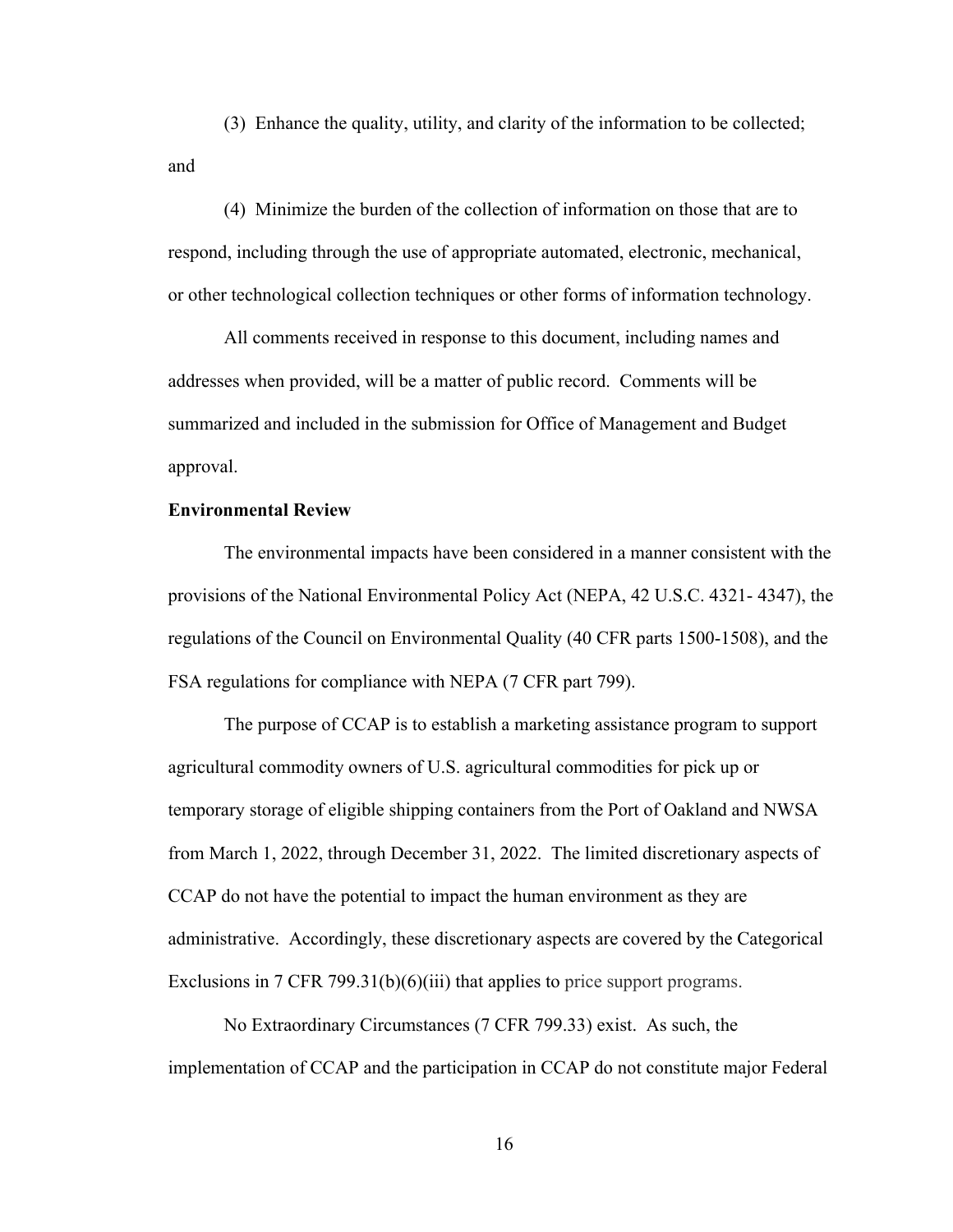(3) Enhance the quality, utility, and clarity of the information to be collected; and

(4) Minimize the burden of the collection of information on those that are to respond, including through the use of appropriate automated, electronic, mechanical, or other technological collection techniques or other forms of information technology.

All comments received in response to this document, including names and addresses when provided, will be a matter of public record. Comments will be summarized and included in the submission for Office of Management and Budget approval.

**Environmental Review**

The environmental impacts have been considered in a manner consistent with the provisions of the National Environmental Policy Act (NEPA, 42 U.S.C. 4321- 4347), the regulations of the Council on Environmental Quality (40 CFR parts 1500-1508), and the FSA regulations for compliance with NEPA (7 CFR part 799).

The purpose of CCAP is to establish a marketing assistance program to support agricultural commodity owners of U.S. agricultural commodities for pick up or temporary storage of eligible shipping containers from the Port of Oakland and NWSA from March 1, 2022, through December 31, 2022. The limited discretionary aspects of CCAP do not have the potential to impact the human environment as they are administrative. Accordingly, these discretionary aspects are covered by the Categorical Exclusions in 7 CFR 799.31(b)(6)(iii) that applies to price support programs.

No Extraordinary Circumstances (7 CFR 799.33) exist. As such, the implementation of CCAP and the participation in CCAP do not constitute major Federal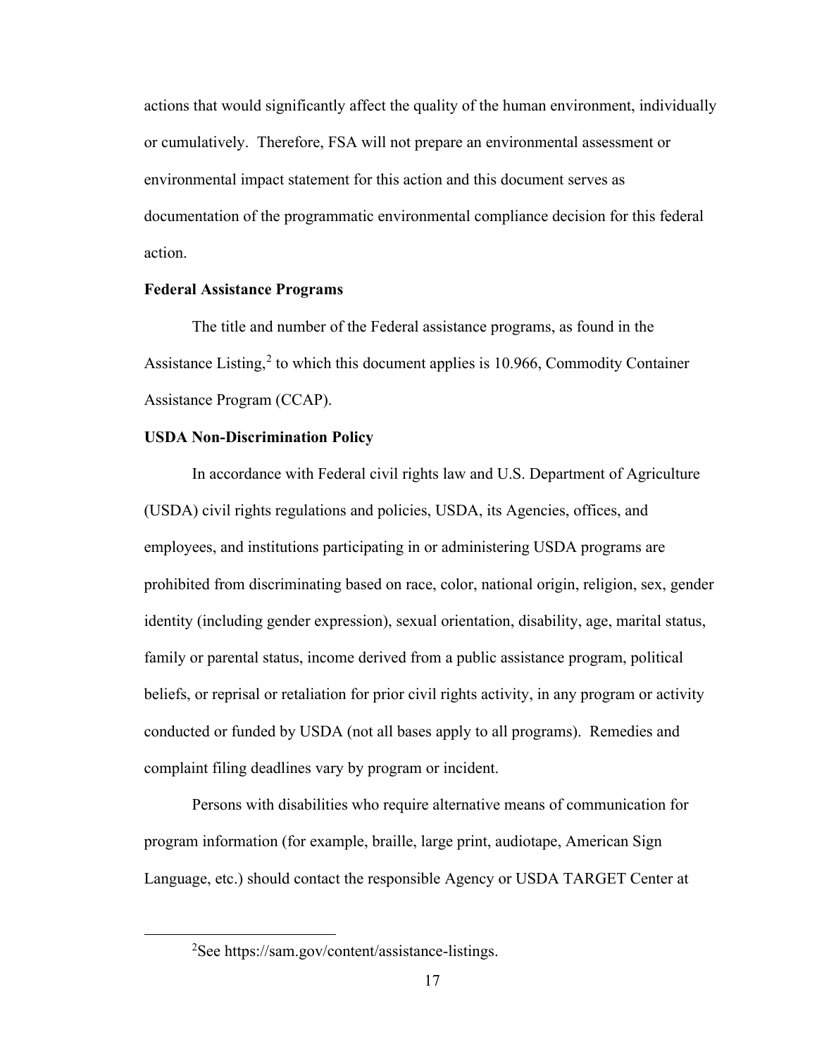actions that would significantly affect the quality of the human environment, individually or cumulatively. Therefore, FSA will not prepare an environmental assessment or environmental impact statement for this action and this document serves as documentation of the programmatic environmental compliance decision for this federal action.

**Federal Assistance Programs**

The title and number of the Federal assistance programs, as found in the Assistance Listing,[2] to which this document applies is 10.966, Commodity Container Assistance Program (CCAP).

**USDA Non-Discrimination Policy**

In accordance with Federal civil rights law and U.S. Department of Agriculture (USDA) civil rights regulations and policies, USDA, its Agencies, offices, and employees, and institutions participating in or administering USDA programs are prohibited from discriminating based on race, color, national origin, religion, sex, gender identity (including gender expression), sexual orientation, disability, age, marital status, family or parental status, income derived from a public assistance program, political beliefs, or reprisal or retaliation for prior civil rights activity, in any program or activity conducted or funded by USDA (not all bases apply to all programs). Remedies and complaint filing deadlines vary by program or incident.

Persons with disabilities who require alternative means of communication for program information (for example, braille, large print, audiotape, American Sign Language, etc.) should contact the responsible Agency or USDA TARGET Center at

[2] See https://sam.gov/content/assistance-listings.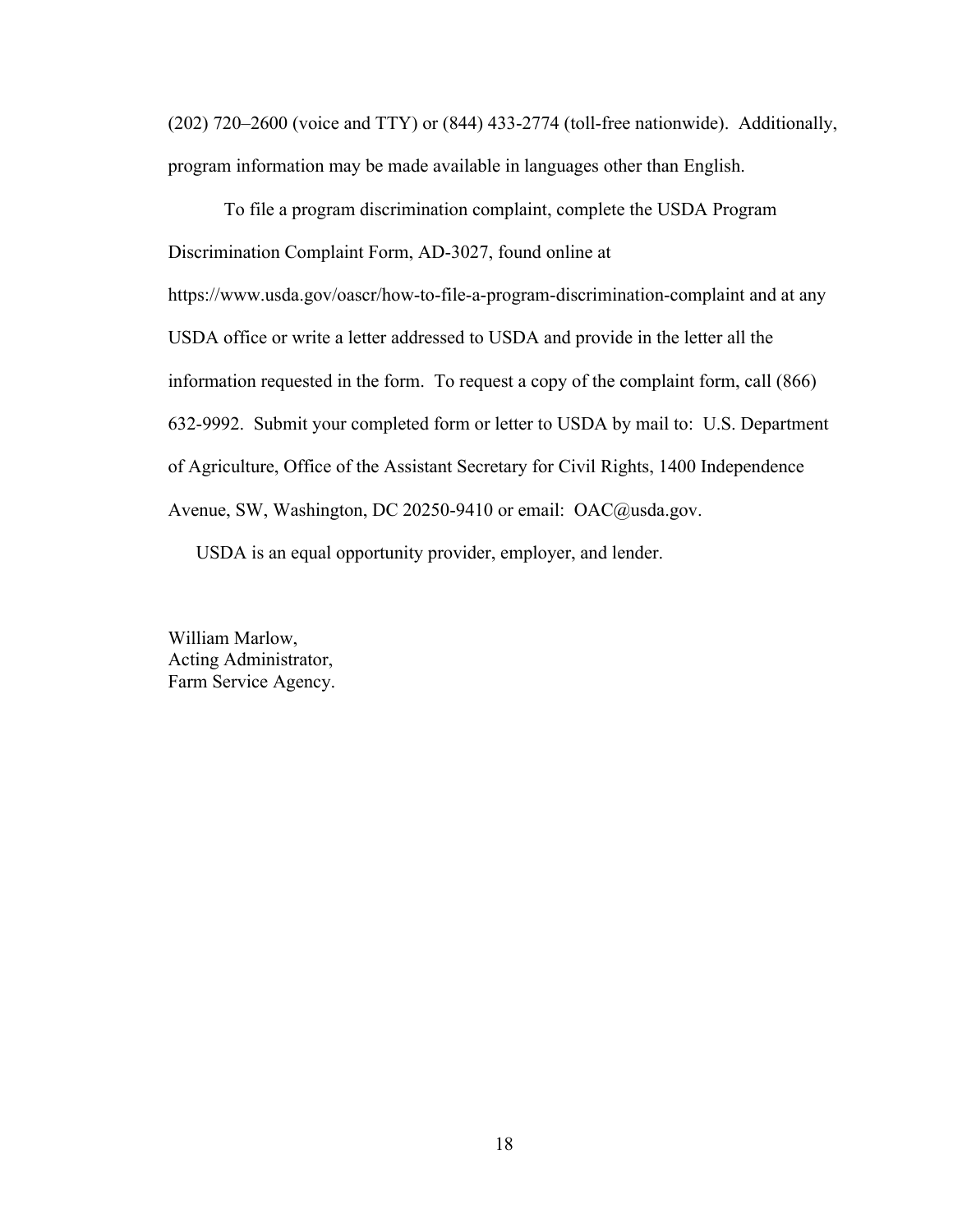(202) 720–2600 (voice and TTY) or (844) 433-2774 (toll-free nationwide). Additionally, program information may be made available in languages other than English.

To file a program discrimination complaint, complete the USDA Program Discrimination Complaint Form, AD-3027, found online at https://www.usda.gov/oascr/how-to-file-a-program-discrimination-complaint and at any USDA office or write a letter addressed to USDA and provide in the letter all the information requested in the form. To request a copy of the complaint form, call (866) 632-9992. Submit your completed form or letter to USDA by mail to: U.S. Department of Agriculture, Office of the Assistant Secretary for Civil Rights, 1400 Independence Avenue, SW, Washington, DC 20250-9410 or email: OAC@usda.gov.

USDA is an equal opportunity provider, employer, and lender.

William Marlow,
Acting Administrator,
Farm Service Agency.